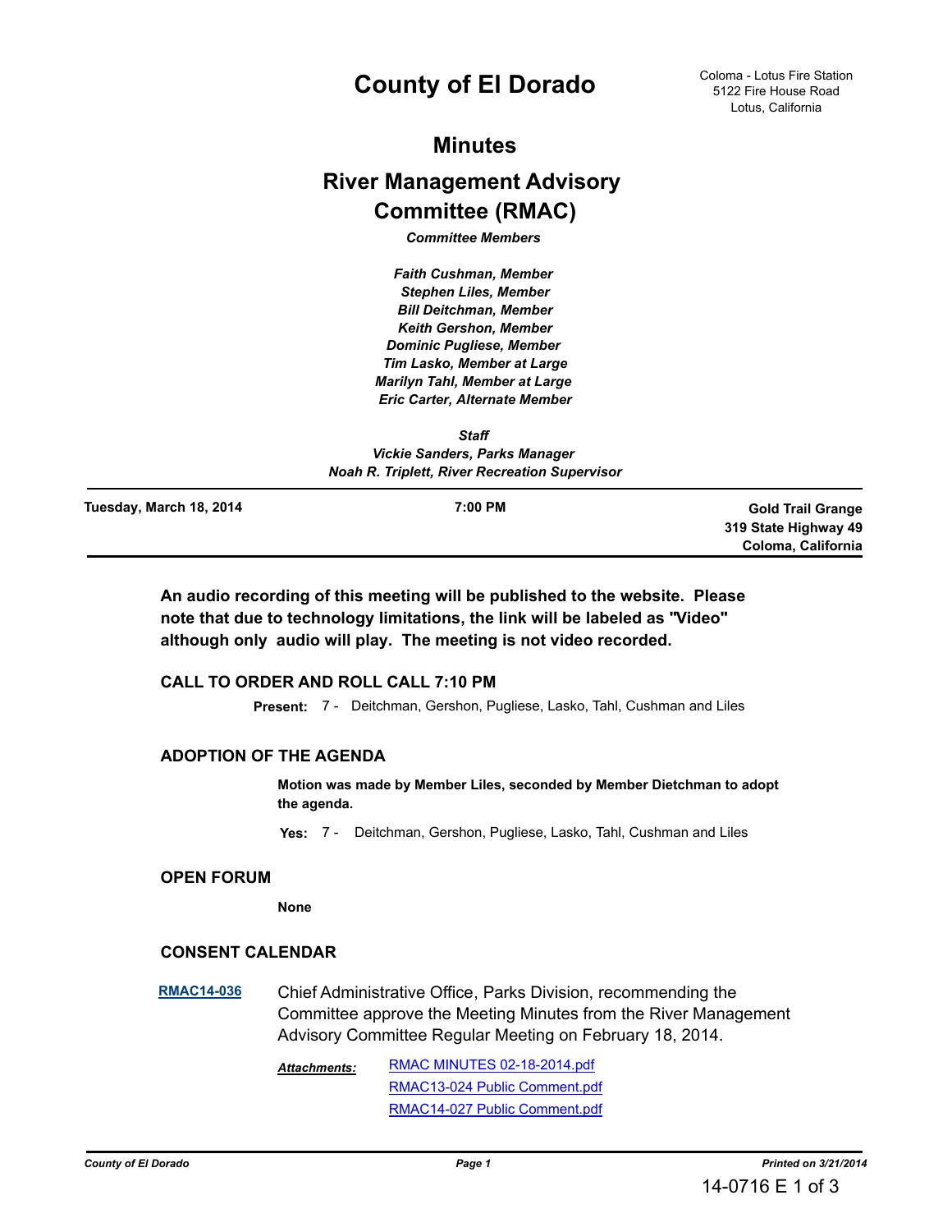# County of El Dorado

Coloma - Lotus Fire Station
5122 Fire House Road
Lotus, California

## Minutes

## River Management Advisory Committee (RMAC)

***Committee Members***

*Faith Cushman, Member*
*Stephen Liles, Member*
*Bill Deitchman, Member*
*Keith Gershon, Member*
*Dominic Pugliese, Member*
*Tim Lasko, Member at Large*
*Marilyn Tahl, Member at Large*
*Eric Carter, Alternate Member*

***Staff***
*Vickie Sanders, Parks Manager*
*Noah R. Triplett, River Recreation Supervisor*

---

**Tuesday, March 18, 2014** | **7:00 PM** | **Gold Trail Grange, 319 State Highway 49, Coloma, California**

---

**An audio recording of this meeting will be published to the website. Please note that due to technology limitations, the link will be labeled as "Video" although only audio will play. The meeting is not video recorded.**

### CALL TO ORDER AND ROLL CALL 7:10 PM

**Present:** 7 - Deitchman, Gershon, Pugliese, Lasko, Tahl, Cushman and Liles

### ADOPTION OF THE AGENDA

**Motion was made by Member Liles, seconded by Member Dietchman to adopt the agenda.**

**Yes:** 7 - Deitchman, Gershon, Pugliese, Lasko, Tahl, Cushman and Liles

### OPEN FORUM

**None**

### CONSENT CALENDAR

**RMAC14-036** Chief Administrative Office, Parks Division, recommending the Committee approve the Meeting Minutes from the River Management Advisory Committee Regular Meeting on February 18, 2014.

***Attachments:*** RMAC MINUTES 02-18-2014.pdf
RMAC13-024 Public Comment.pdf
RMAC14-027 Public Comment.pdf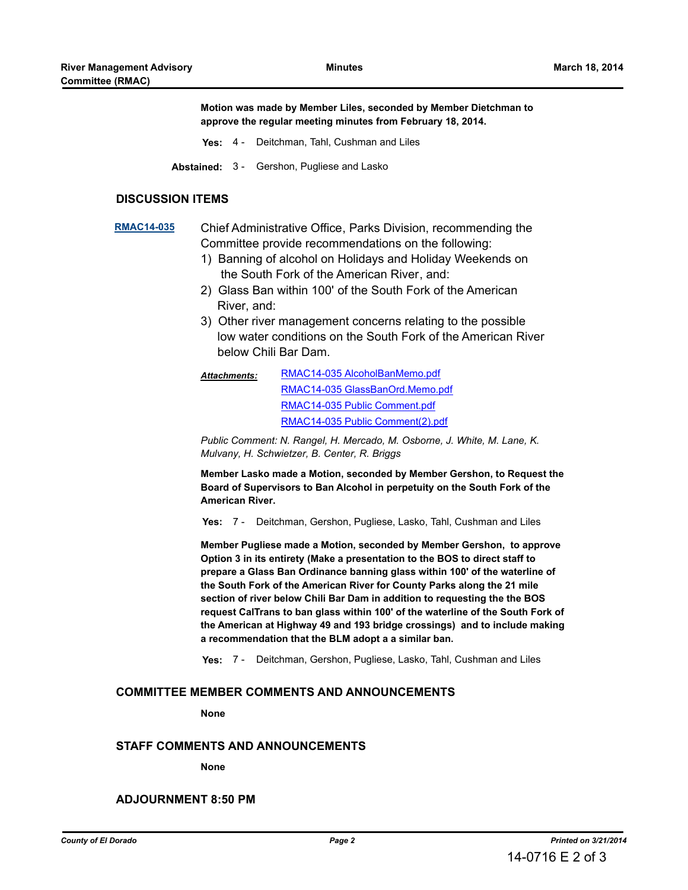**Motion was made by Member Liles, seconded by Member Dietchman to approve the regular meeting minutes from February 18, 2014.**

**Yes:** 4 - Deitchman, Tahl, Cushman and Liles

**Abstained:** 3 - Gershon, Pugliese and Lasko

## DISCUSSION ITEMS

**RMAC14-035** Chief Administrative Office, Parks Division, recommending the Committee provide recommendations on the following:

1) Banning of alcohol on Holidays and Holiday Weekends on the South Fork of the American River, and:
2) Glass Ban within 100' of the South Fork of the American River, and:
3) Other river management concerns relating to the possible low water conditions on the South Fork of the American River below Chili Bar Dam.

***Attachments:*** RMAC14-035 AlcoholBanMemo.pdf
RMAC14-035 GlassBanOrd.Memo.pdf
RMAC14-035 Public Comment.pdf
RMAC14-035 Public Comment(2).pdf

*Public Comment: N. Rangel, H. Mercado, M. Osborne, J. White, M. Lane, K. Mulvany, H. Schwietzer, B. Center, R. Briggs*

**Member Lasko made a Motion, seconded by Member Gershon, to Request the Board of Supervisors to Ban Alcohol in perpetuity on the South Fork of the American River.**

**Yes:** 7 - Deitchman, Gershon, Pugliese, Lasko, Tahl, Cushman and Liles

**Member Pugliese made a Motion, seconded by Member Gershon, to approve Option 3 in its entirety (Make a presentation to the BOS to direct staff to prepare a Glass Ban Ordinance banning glass within 100' of the waterline of the South Fork of the American River for County Parks along the 21 mile section of river below Chili Bar Dam in addition to requesting the the BOS request CalTrans to ban glass within 100' of the waterline of the South Fork of the American at Highway 49 and 193 bridge crossings) and to include making a recommendation that the BLM adopt a a similar ban.**

**Yes:** 7 - Deitchman, Gershon, Pugliese, Lasko, Tahl, Cushman and Liles

## COMMITTEE MEMBER COMMENTS AND ANNOUNCEMENTS

**None**

## STAFF COMMENTS AND ANNOUNCEMENTS

**None**

## ADJOURNMENT 8:50 PM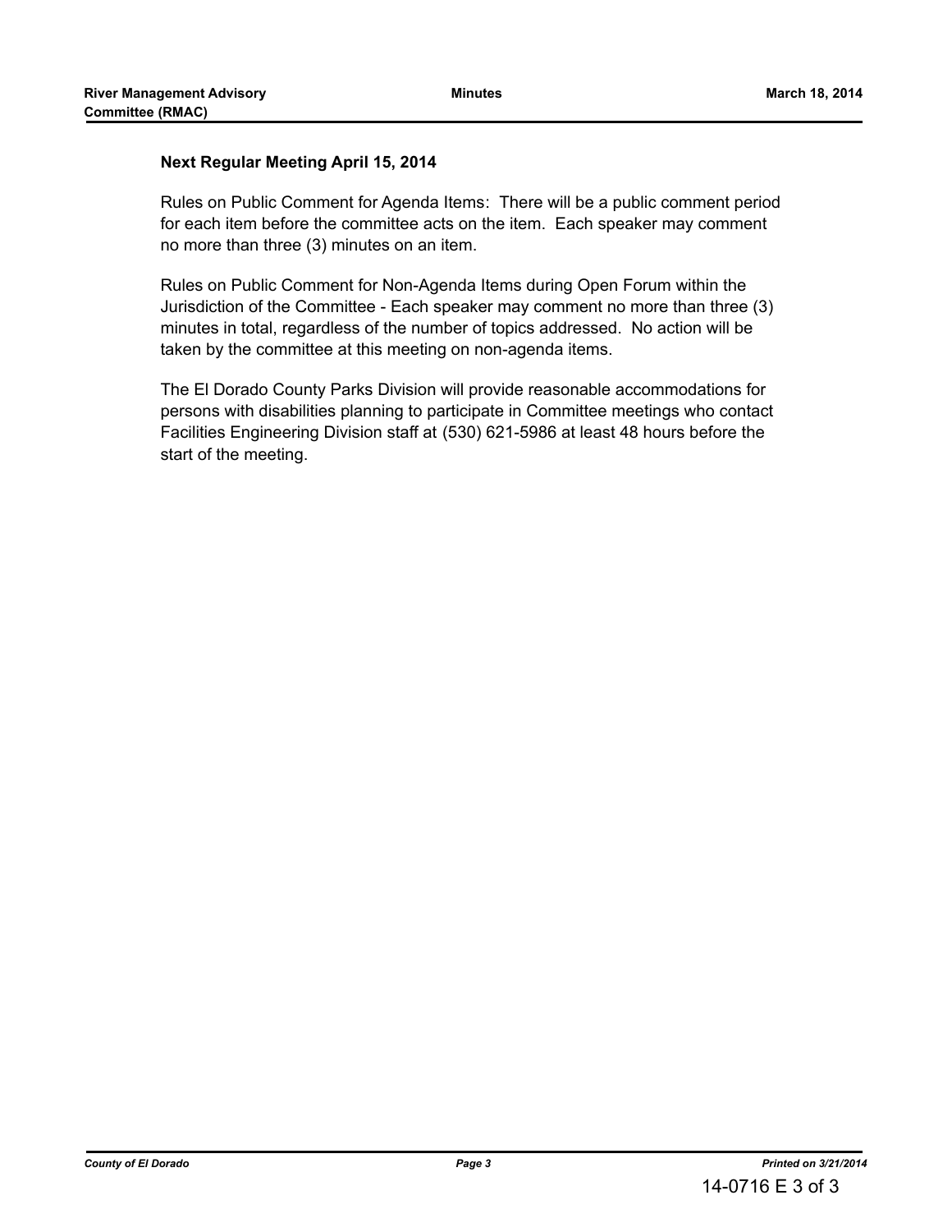**Next Regular Meeting April 15, 2014**

Rules on Public Comment for Agenda Items: There will be a public comment period for each item before the committee acts on the item. Each speaker may comment no more than three (3) minutes on an item.

Rules on Public Comment for Non-Agenda Items during Open Forum within the Jurisdiction of the Committee - Each speaker may comment no more than three (3) minutes in total, regardless of the number of topics addressed. No action will be taken by the committee at this meeting on non-agenda items.

The El Dorado County Parks Division will provide reasonable accommodations for persons with disabilities planning to participate in Committee meetings who contact Facilities Engineering Division staff at (530) 621-5986 at least 48 hours before the start of the meeting.